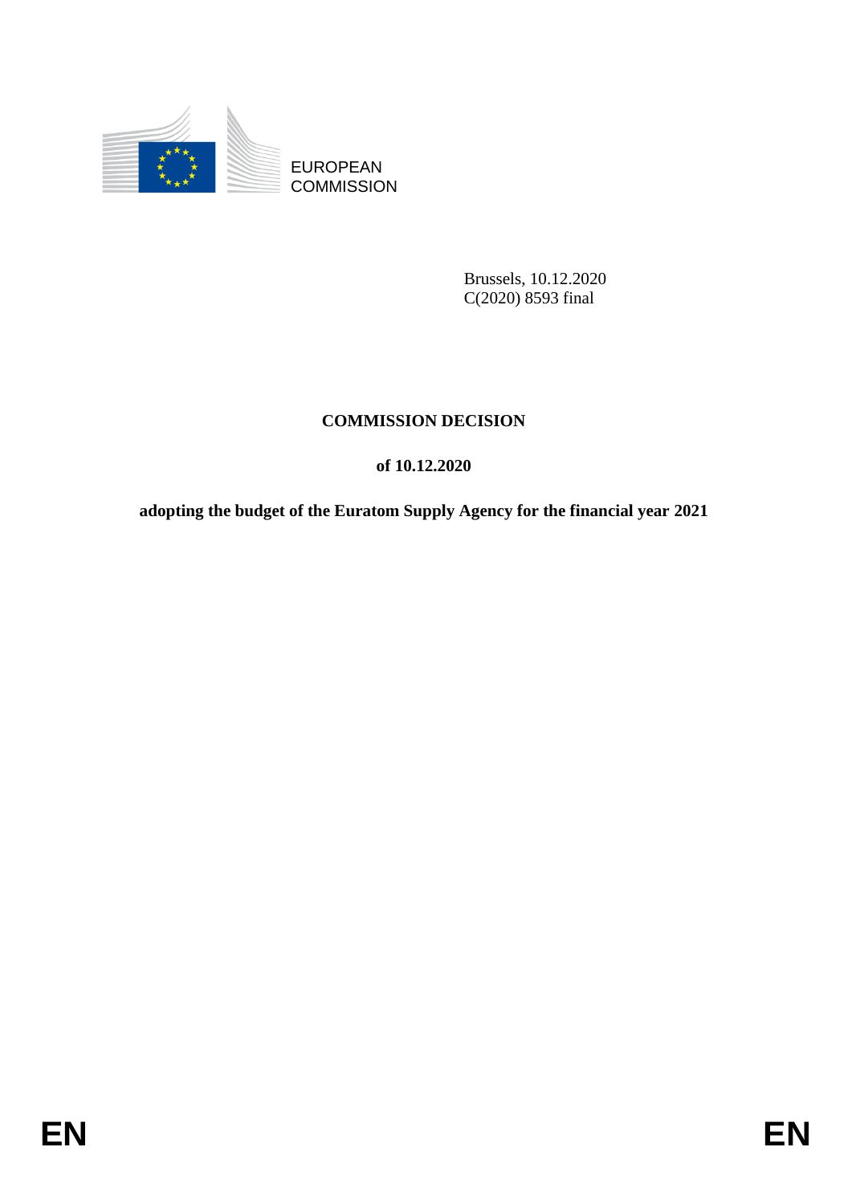EUROPEAN COMMISSION

Brussels, 10.12.2020
C(2020) 8593 final

# COMMISSION DECISION

## of 10.12.2020

## adopting the budget of the Euratom Supply Agency for the financial year 2021

EN EN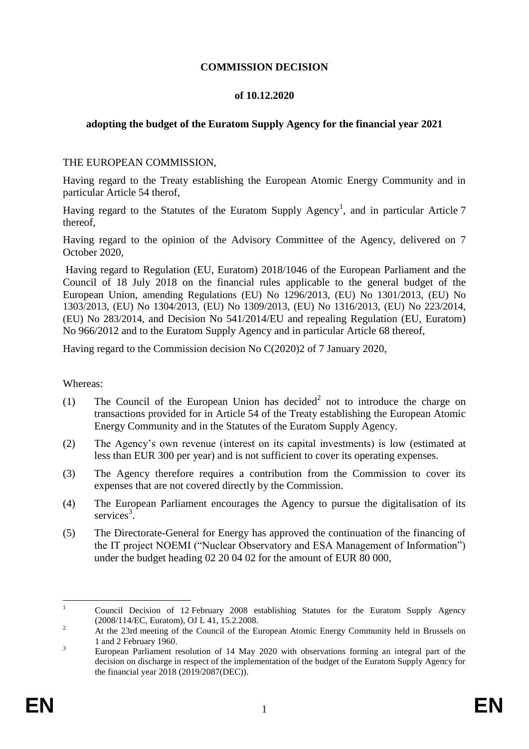**COMMISSION DECISION**

**of 10.12.2020**

**adopting the budget of the Euratom Supply Agency for the financial year 2021**

THE EUROPEAN COMMISSION,

Having regard to the Treaty establishing the European Atomic Energy Community and in particular Article 54 therof,

Having regard to the Statutes of the Euratom Supply Agency[1], and in particular Article 7 thereof,

Having regard to the opinion of the Advisory Committee of the Agency, delivered on 7 October 2020,

Having regard to Regulation (EU, Euratom) 2018/1046 of the European Parliament and the Council of 18 July 2018 on the financial rules applicable to the general budget of the European Union, amending Regulations (EU) No 1296/2013, (EU) No 1301/2013, (EU) No 1303/2013, (EU) No 1304/2013, (EU) No 1309/2013, (EU) No 1316/2013, (EU) No 223/2014, (EU) No 283/2014, and Decision No 541/2014/EU and repealing Regulation (EU, Euratom) No 966/2012 and to the Euratom Supply Agency and in particular Article 68 thereof,

Having regard to the Commission decision No C(2020)2 of 7 January 2020,

Whereas:

(1) The Council of the European Union has decided[2] not to introduce the charge on transactions provided for in Article 54 of the Treaty establishing the European Atomic Energy Community and in the Statutes of the Euratom Supply Agency.

(2) The Agency's own revenue (interest on its capital investments) is low (estimated at less than EUR 300 per year) and is not sufficient to cover its operating expenses.

(3) The Agency therefore requires a contribution from the Commission to cover its expenses that are not covered directly by the Commission.

(4) The European Parliament encourages the Agency to pursue the digitalisation of its services[3].

(5) The Directorate-General for Energy has approved the continuation of the financing of the IT project NOEMI ("Nuclear Observatory and ESA Management of Information") under the budget heading 02 20 04 02 for the amount of EUR 80 000,

---

[1] Council Decision of 12 February 2008 establishing Statutes for the Euratom Supply Agency (2008/114/EC, Euratom), OJ L 41, 15.2.2008.

[2] At the 23rd meeting of the Council of the European Atomic Energy Community held in Brussels on 1 and 2 February 1960.

[3] European Parliament resolution of 14 May 2020 with observations forming an integral part of the decision on discharge in respect of the implementation of the budget of the Euratom Supply Agency for the financial year 2018 (2019/2087(DEC)).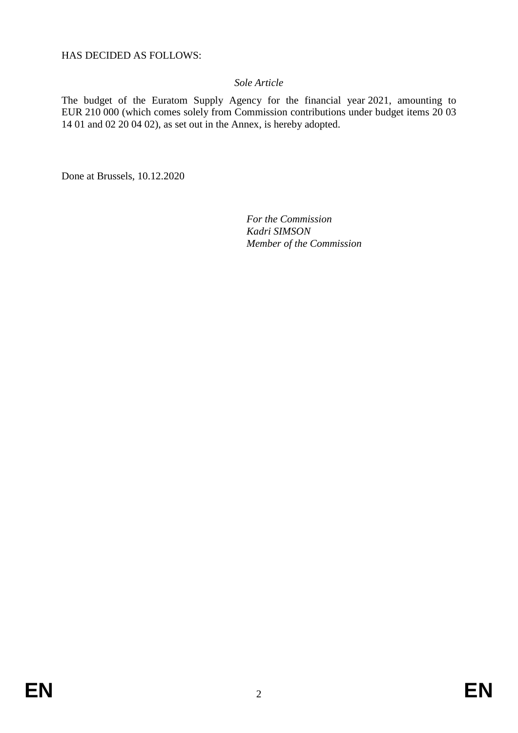HAS DECIDED AS FOLLOWS:

*Sole Article*

The budget of the Euratom Supply Agency for the financial year 2021, amounting to EUR 210 000 (which comes solely from Commission contributions under budget items 20 03 14 01 and 02 20 04 02), as set out in the Annex, is hereby adopted.

Done at Brussels, 10.12.2020

*For the Commission*
*Kadri SIMSON*
*Member of the Commission*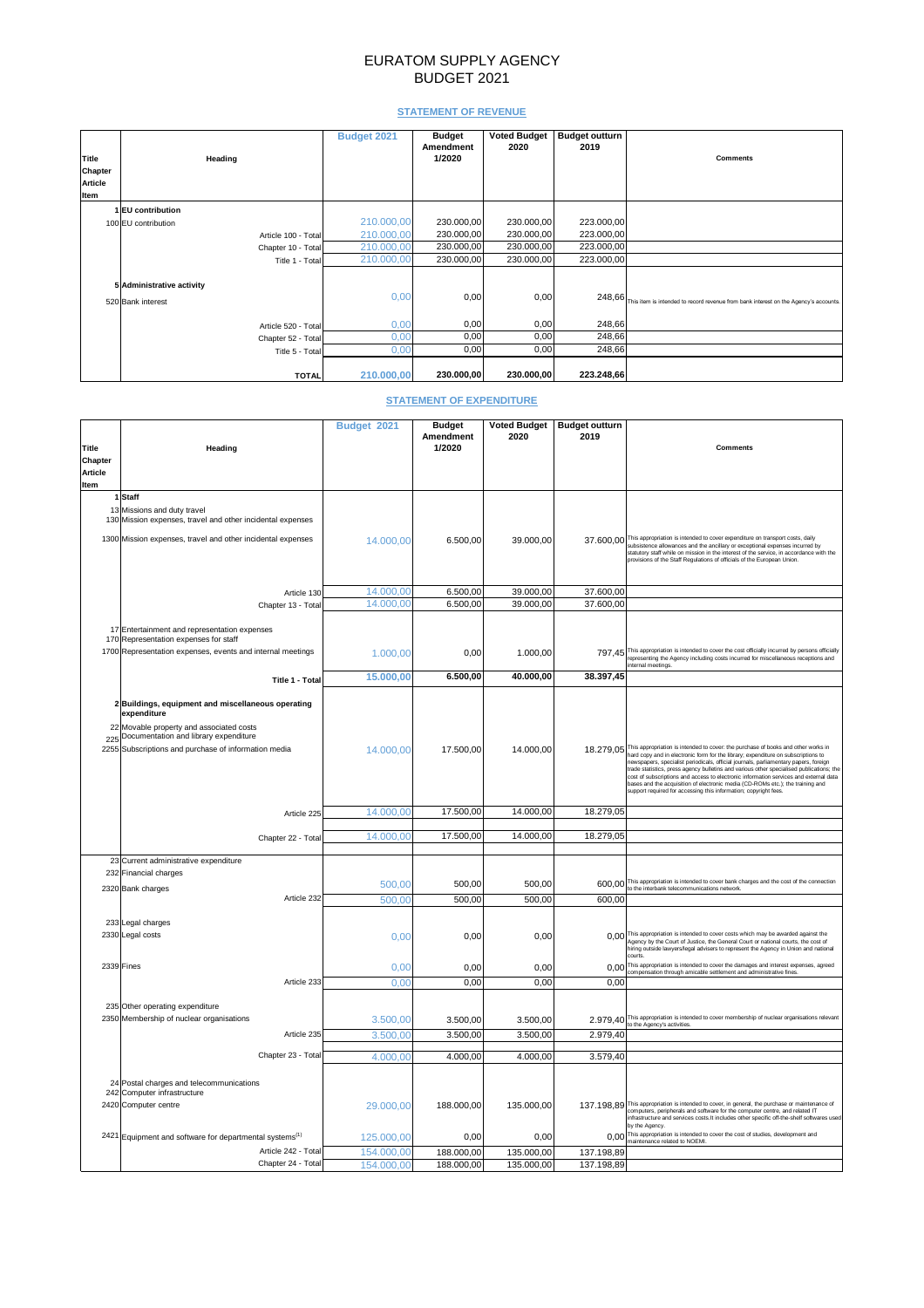# EURATOM SUPPLY AGENCY
# BUDGET 2021

## STATEMENT OF REVENUE

| Title Chapter Article Item | Heading | Budget 2021 | Budget Amendment 1/2020 | Voted Budget 2020 | Budget outturn 2019 | Comments |
|---|---|---|---|---|---|---|
| 1 | EU contribution | | | | | |
| 100 | EU contribution | 210.000,00 | 230.000,00 | 230.000,00 | 223.000,00 | |
| | Article 100 - Total | 210.000,00 | 230.000,00 | 230.000,00 | 223.000,00 | |
| | Chapter 10 - Total | 210.000,00 | 230.000,00 | 230.000,00 | 223.000,00 | |
| | Title 1 - Total | 210.000,00 | 230.000,00 | 230.000,00 | 223.000,00 | |
| 5 | Administrative activity | | | | | |
| 520 | Bank interest | 0,00 | 0,00 | 0,00 | 248,66 | This item is intended to record revenue from bank interest on the Agency's accounts. |
| | Article 520 - Total | 0,00 | 0,00 | 0,00 | 248,66 | |
| | Chapter 52 - Total | 0,00 | 0,00 | 0,00 | 248,66 | |
| | Title 5 - Total | 0,00 | 0,00 | 0,00 | 248,66 | |
| | **TOTAL** | **210.000,00** | **230.000,00** | **230.000,00** | **223.248,66** | |

## STATEMENT OF EXPENDITURE

| Title Chapter Article Item | Heading | Budget 2021 | Budget Amendment 1/2020 | Voted Budget 2020 | Budget outturn 2019 | Comments |
|---|---|---|---|---|---|---|
| 1 | **Staff** | | | | | |
| 13 | Missions and duty travel | | | | | |
| 130 | Mission expenses, travel and other incidental expenses | | | | | |
| 1300 | Mission expenses, travel and other incidental expenses | 14.000,00 | 6.500,00 | 39.000,00 | 37.600,00 | This appropriation is intended to cover expenditure on transport costs, daily subsistence allowances and the ancillary or exceptional expenses incurred by statutory staff while on mission in the interest of the service, in accordance with the provisions of the Staff Regulations of officials of the European Union. |
| | Article 130 | 14.000,00 | 6.500,00 | 39.000,00 | 37.600,00 | |
| | Chapter 13 - Total | 14.000,00 | 6.500,00 | 39.000,00 | 37.600,00 | |
| 17 | Entertainment and representation expenses | | | | | |
| 170 | Representation expenses for staff | | | | | |
| 1700 | Representation expenses, events and internal meetings | 1.000,00 | 0,00 | 1.000,00 | 797,45 | This appropriation is intended to cover the cost officially incurred by persons officially representing the Agency including costs incurred for miscellaneous receptions and internal meetings. |
| | **Title 1 - Total** | **15.000,00** | **6.500,00** | **40.000,00** | **38.397,45** | |
| 2 | **Buildings, equipment and miscellaneous operating expenditure** | | | | | |
| 22 | Movable property and associated costs | | | | | |
| 225 | Documentation and library expenditure | | | | | |
| 2255 | Subscriptions and purchase of information media | 14.000,00 | 17.500,00 | 14.000,00 | 18.279,05 | This appropriation is intended to cover: the purchase of books and other works in hard copy and in electronic form for the library; expenditure on subscriptions to newspapers, specialist periodicals, official journals, parliamentary papers, foreign trade statistics, press agency bulletins and various other specialised publications; the cost of subscriptions and access to electronic information services and external data bases and the acquisition of electronic media (CD-ROMs etc.); the training and support required for accessing this information; copyright fees. |
| | Article 225 | 14.000,00 | 17.500,00 | 14.000,00 | 18.279,05 | |
| | Chapter 22 - Total | 14.000,00 | 17.500,00 | 14.000,00 | 18.279,05 | |
| 23 | Current administrative expenditure | | | | | |
| 232 | Financial charges | | | | | |
| 2320 | Bank charges | 500,00 | 500,00 | 500,00 | 600,00 | This appropriation is intended to cover bank charges and the cost of the connection to the interbank telecommunications network. |
| | Article 232 | 500,00 | 500,00 | 500,00 | 600,00 | |
| 233 | Legal charges | | | | | |
| 2330 | Legal costs | 0,00 | 0,00 | 0,00 | 0,00 | This appropriation is intended to cover costs which may be awarded against the Agency by the Court of Justice, the General Court or national courts, the cost of hiring outside lawyers/legal advisers to represent the Agency in Union and national courts. |
| 2339 | Fines | 0,00 | 0,00 | 0,00 | 0,00 | This appropriation is intended to cover the damages and interest expenses, agreed compensation through amicable settlement and administrative fines. |
| | Article 233 | 0,00 | 0,00 | 0,00 | 0,00 | |
| 235 | Other operating expenditure | | | | | |
| 2350 | Membership of nuclear organisations | 3.500,00 | 3.500,00 | 3.500,00 | 2.979,40 | This appropriation is intended to cover membership of nuclear organisations relevant to the Agency's activities. |
| | Article 235 | 3.500,00 | 3.500,00 | 3.500,00 | 2.979,40 | |
| | Chapter 23 - Total | 4.000,00 | 4.000,00 | 4.000,00 | 3.579,40 | |
| 24 | Postal charges and telecommunications | | | | | |
| 242 | Computer infrastructure | | | | | |
| 2420 | Computer centre | 29.000,00 | 188.000,00 | 135.000,00 | 137.198,89 | This appropriation is intended to cover, in general, the purchase or maintenance of computers, peripherals and software for the computer centre, and related IT infrastructure and services costs.It includes other specific off-the-shelf softwares used by the Agency. |
| 2421 | Equipment and software for departmental systems[1] | 125.000,00 | 0,00 | 0,00 | 0,00 | This appropriation is intended to cover the cost of studies, development and maintenance related to NOEMI. |
| | Article 242 - Total | 154.000,00 | 188.000,00 | 135.000,00 | 137.198,89 | |
| | Chapter 24 - Total | 154.000,00 | 188.000,00 | 135.000,00 | 137.198,89 | |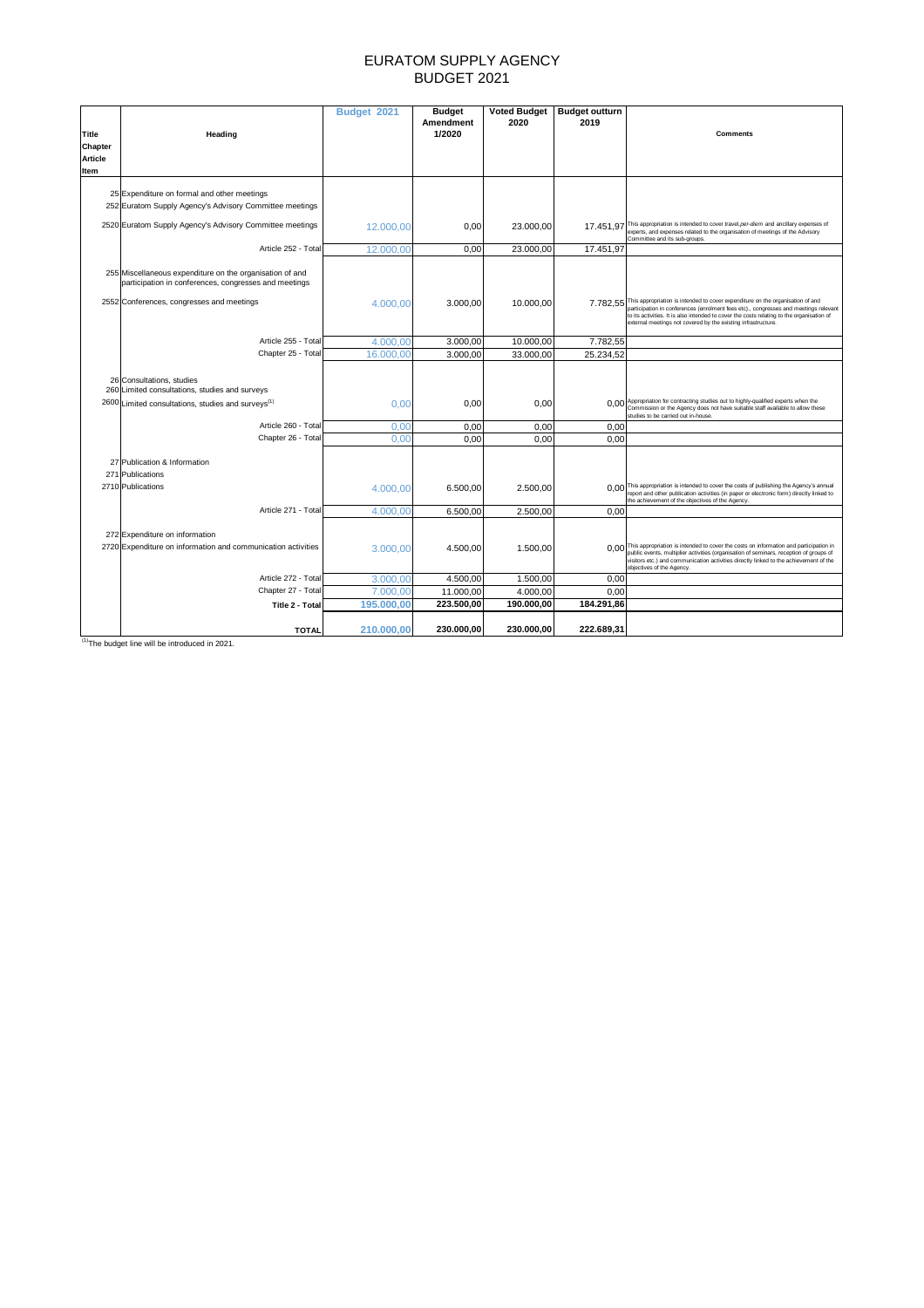# EURATOM SUPPLY AGENCY
# BUDGET 2021

| Title Chapter Article Item | Heading | Budget 2021 | Budget Amendment 1/2020 | Voted Budget 2020 | Budget outturn 2019 | Comments |
|---|---|---|---|---|---|---|
| 25 | Expenditure on formal and other meetings | | | | | |
| 252 | Euratom Supply Agency's Advisory Committee meetings | | | | | |
| 2520 | Euratom Supply Agency's Advisory Committee meetings | 12.000,00 | 0,00 | 23.000,00 | 17.451,97 | This appropriation is intended to cover travel,*per-diem* and ancillary expenses of experts, and expenses related to the organisation of meetings of the Advisory Committee and its sub-groups. |
| | Article 252 - Total | 12.000,00 | 0,00 | 23.000,00 | 17.451,97 | |
| 255 | Miscellaneous expenditure on the organisation of and participation in conferences, congresses and meetings | | | | | |
| 2552 | Conferences, congresses and meetings | 4.000,00 | 3.000,00 | 10.000,00 | 7.782,55 | This appropriation is intended to cover expenditure on the organisation of and participation in conferences (enrolment fees etc)., congresses and meetings relevant to its activities. It is also intended to cover the costs relating to the organisation of external meetings not covered by the existing infrastructure. |
| | Article 255 - Total | 4.000,00 | 3.000,00 | 10.000,00 | 7.782,55 | |
| | Chapter 25 - Total | 16.000,00 | 3.000,00 | 33.000,00 | 25.234,52 | |
| 26 | Consultations, studies | | | | | |
| 260 | Limited consultations, studies and surveys | | | | | |
| 2600 | Limited consultations, studies and surveys[(1)] | 0,00 | 0,00 | 0,00 | 0,00 | Appropriation for contracting studies out to highly-qualified experts when the Commission or the Agency does not have suitable staff available to allow these studies to be carried out in-house. |
| | Article 260 - Total | 0,00 | 0,00 | 0,00 | 0,00 | |
| | Chapter 26 - Total | 0,00 | 0,00 | 0,00 | 0,00 | |
| 27 | Publication & Information | | | | | |
| 271 | Publications | | | | | |
| 2710 | Publications | 4.000,00 | 6.500,00 | 2.500,00 | 0,00 | This appropriation is intended to cover the costs of publishing the Agency's annual report and other publication activities (in paper or electronic form) directly linked to the achievement of the objectives of the Agency. |
| | Article 271 - Total | 4.000,00 | 6.500,00 | 2.500,00 | 0,00 | |
| 272 | Expenditure on information | | | | | |
| 2720 | Expenditure on information and communication activities | 3.000,00 | 4.500,00 | 1.500,00 | 0,00 | This appropriation is intended to cover the costs on information and participation in public events, multiplier activities (organisation of seminars, reception of groups of visitors etc.) and communication activities directly linked to the achievement of the objectives of the Agency. |
| | Article 272 - Total | 3.000,00 | 4.500,00 | 1.500,00 | 0,00 | |
| | Chapter 27 - Total | 7.000,00 | 11.000,00 | 4.000,00 | 0,00 | |
| | **Title 2 - Total** | **195.000,00** | **223.500,00** | **190.000,00** | **184.291,86** | |
| | **TOTAL** | **210.000,00** | **230.000,00** | **230.000,00** | **222.689,31** | |

[(1)]The budget line will be introduced in 2021.